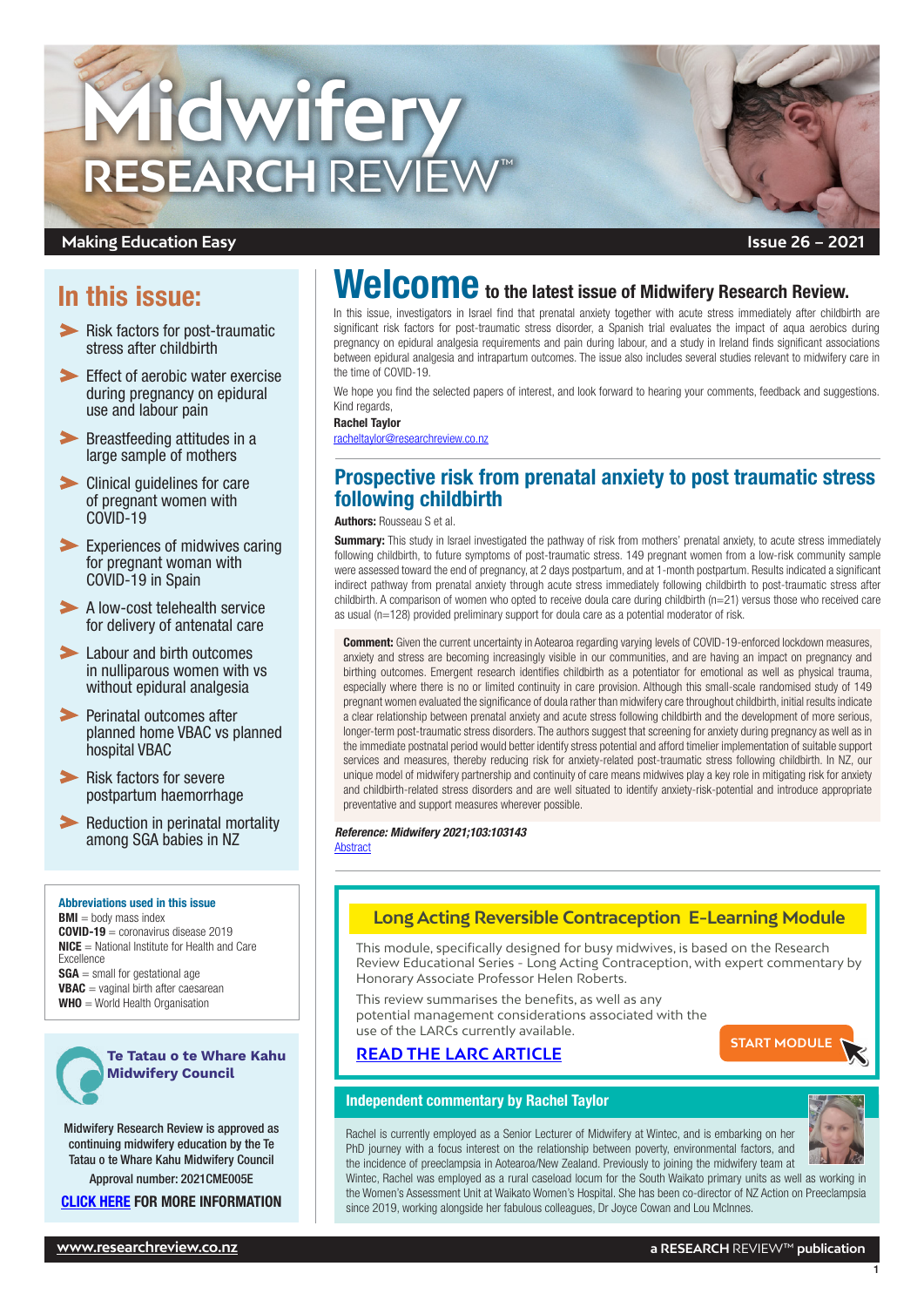# Midwifery RESEARCH REVIEW™

**Making Education Easy** — **Issue 26 – 2021**

## In this issue:

- Risk factors for post-traumatic stress after childbirth
- Effect of aerobic water exercise during pregnancy on epidural use and labour pain
- Breastfeeding attitudes in a large sample of mothers
- Clinical guidelines for care of pregnant women with COVID-19
- Experiences of midwives caring for pregnant woman with COVID-19 in Spain
- A low-cost telehealth service for delivery of antenatal care
- Labour and birth outcomes in nulliparous women with vs without epidural analgesia
- Perinatal outcomes after planned home VBAC vs planned hospital VBAC
- Risk factors for severe postpartum haemorrhage
- Reduction in perinatal mortality among SGA babies in NZ

**Abbreviations used in this issue**
**BMI** = body mass index
**COVID-19** = coronavirus disease 2019
**NICE** = National Institute for Health and Care Excellence
**SGA** = small for gestational age
**VBAC** = vaginal birth after caesarean
**WHO** = World Health Organisation

**Te Tatau o te Whare Kahu Midwifery Council**

Midwifery Research Review is approved as continuing midwifery education by the Te Tatau o te Whare Kahu Midwifery Council

Approval number: 2021CME005E

**CLICK HERE FOR MORE INFORMATION**

# Welcome to the latest issue of Midwifery Research Review.

In this issue, investigators in Israel find that prenatal anxiety together with acute stress immediately after childbirth are significant risk factors for post-traumatic stress disorder, a Spanish trial evaluates the impact of aqua aerobics during pregnancy on epidural analgesia requirements and pain during labour, and a study in Ireland finds significant associations between epidural analgesia and intrapartum outcomes. The issue also includes several studies relevant to midwifery care in the time of COVID-19.

We hope you find the selected papers of interest, and look forward to hearing your comments, feedback and suggestions.

Kind regards,

**Rachel Taylor**

racheltaylor@researchreview.co.nz

## Prospective risk from prenatal anxiety to post traumatic stress following childbirth

**Authors:** Rousseau S et al.

**Summary:** This study in Israel investigated the pathway of risk from mothers' prenatal anxiety, to acute stress immediately following childbirth, to future symptoms of post-traumatic stress. 149 pregnant women from a low-risk community sample were assessed toward the end of pregnancy, at 2 days postpartum, and at 1-month postpartum. Results indicated a significant indirect pathway from prenatal anxiety through acute stress immediately following childbirth to post-traumatic stress after childbirth. A comparison of women who opted to receive doula care during childbirth (n=21) versus those who received care as usual (n=128) provided preliminary support for doula care as a potential moderator of risk.

**Comment:** Given the current uncertainty in Aotearoa regarding varying levels of COVID-19-enforced lockdown measures, anxiety and stress are becoming increasingly visible in our communities, and are having an impact on pregnancy and birthing outcomes. Emergent research identifies childbirth as a potentiator for emotional as well as physical trauma, especially where there is no or limited continuity in care provision. Although this small-scale randomised study of 149 pregnant women evaluated the significance of doula rather than midwifery care throughout childbirth, initial results indicate a clear relationship between prenatal anxiety and acute stress following childbirth and the development of more serious, longer-term post-traumatic stress disorders. The authors suggest that screening for anxiety during pregnancy as well as in the immediate postnatal period would better identify stress potential and afford timelier implementation of suitable support services and measures, thereby reducing risk for anxiety-related post-traumatic stress following childbirth. In NZ, our unique model of midwifery partnership and continuity of care means midwives play a key role in mitigating risk for anxiety and childbirth-related stress disorders and are well situated to identify anxiety-risk-potential and introduce appropriate preventative and support measures wherever possible.

***Reference: Midwifery 2021;103:103143***
Abstract

### Long Acting Reversible Contraception E-Learning Module

This module, specifically designed for busy midwives, is based on the Research Review Educational Series - Long Acting Contraception, with expert commentary by Honorary Associate Professor Helen Roberts.

This review summarises the benefits, as well as any potential management considerations associated with the use of the LARCs currently available.

**READ THE LARC ARTICLE**

**START MODULE**

### Independent commentary by Rachel Taylor

Rachel is currently employed as a Senior Lecturer of Midwifery at Wintec, and is embarking on her PhD journey with a focus interest on the relationship between poverty, environmental factors, and the incidence of preeclampsia in Aotearoa/New Zealand. Previously to joining the midwifery team at Wintec, Rachel was employed as a rural caseload locum for the South Waikato primary units as well as working in the Women's Assessment Unit at Waikato Women's Hospital. She has been co-director of NZ Action on Preeclampsia since 2019, working alongside her fabulous colleagues, Dr Joyce Cowan and Lou McInnes.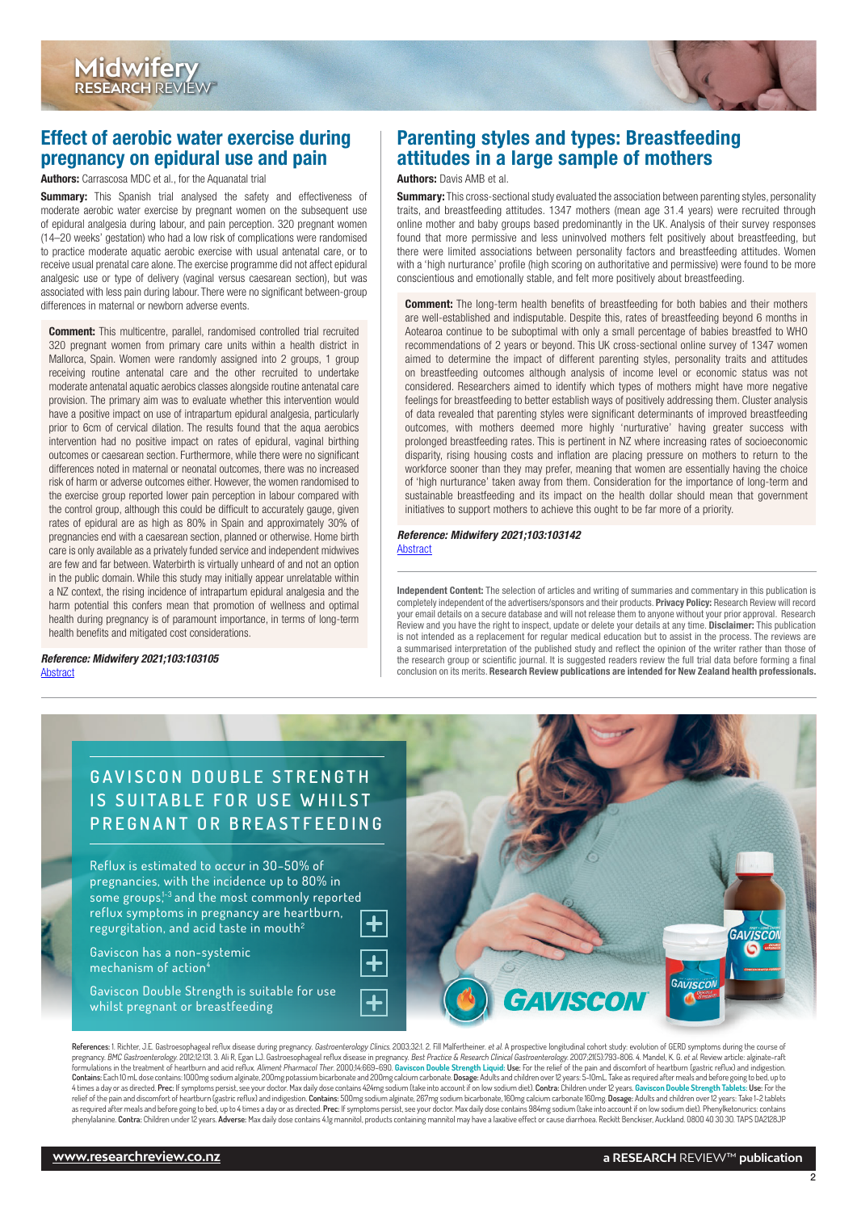## Effect of aerobic water exercise during pregnancy on epidural use and pain

**Authors:** Carrascosa MDC et al., for the Aquanatal trial

**Summary:** This Spanish trial analysed the safety and effectiveness of moderate aerobic water exercise by pregnant women on the subsequent use of epidural analgesia during labour, and pain perception. 320 pregnant women (14–20 weeks' gestation) who had a low risk of complications were randomised to practice moderate aquatic aerobic exercise with usual antenatal care, or to receive usual prenatal care alone. The exercise programme did not affect epidural analgesic use or type of delivery (vaginal versus caesarean section), but was associated with less pain during labour. There were no significant between-group differences in maternal or newborn adverse events.

**Comment:** This multicentre, parallel, randomised controlled trial recruited 320 pregnant women from primary care units within a health district in Mallorca, Spain. Women were randomly assigned into 2 groups, 1 group receiving routine antenatal care and the other recruited to undertake moderate antenatal aquatic aerobics classes alongside routine antenatal care provision. The primary aim was to evaluate whether this intervention would have a positive impact on use of intrapartum epidural analgesia, particularly prior to 6cm of cervical dilation. The results found that the aqua aerobics intervention had no positive impact on rates of epidural, vaginal birthing outcomes or caesarean section. Furthermore, while there were no significant differences noted in maternal or neonatal outcomes, there was no increased risk of harm or adverse outcomes either. However, the women randomised to the exercise group reported lower pain perception in labour compared with the control group, although this could be difficult to accurately gauge, given rates of epidural are as high as 80% in Spain and approximately 30% of pregnancies end with a caesarean section, planned or otherwise. Home birth care is only available as a privately funded service and independent midwives are few and far between. Waterbirth is virtually unheard of and not an option in the public domain. While this study may initially appear unrelatable within a NZ context, the rising incidence of intrapartum epidural analgesia and the harm potential this confers mean that promotion of wellness and optimal health during pregnancy is of paramount importance, in terms of long-term health benefits and mitigated cost considerations.

***Reference: Midwifery 2021;103:103105***
[Abstract](#)

## Parenting styles and types: Breastfeeding attitudes in a large sample of mothers

**Authors:** Davis AMB et al.

**Summary:** This cross-sectional study evaluated the association between parenting styles, personality traits, and breastfeeding attitudes. 1347 mothers (mean age 31.4 years) were recruited through online mother and baby groups based predominantly in the UK. Analysis of their survey responses found that more permissive and less uninvolved mothers felt positively about breastfeeding, but there were limited associations between personality factors and breastfeeding attitudes. Women with a 'high nurturance' profile (high scoring on authoritative and permissive) were found to be more conscientious and emotionally stable, and felt more positively about breastfeeding.

**Comment:** The long-term health benefits of breastfeeding for both babies and their mothers are well-established and indisputable. Despite this, rates of breastfeeding beyond 6 months in Aotearoa continue to be suboptimal with only a small percentage of babies breastfed to WHO recommendations of 2 years or beyond. This UK cross-sectional online survey of 1347 women aimed to determine the impact of different parenting styles, personality traits and attitudes on breastfeeding outcomes although analysis of income level or economic status was not considered. Researchers aimed to identify which types of mothers might have more negative feelings for breastfeeding to better establish ways of positively addressing them. Cluster analysis of data revealed that parenting styles were significant determinants of improved breastfeeding outcomes, with mothers deemed more highly 'nurturative' having greater success with prolonged breastfeeding rates. This is pertinent in NZ where increasing rates of socioeconomic disparity, rising housing costs and inflation are placing pressure on mothers to return to the workforce sooner than they may prefer, meaning that women are essentially having the choice of 'high nurturance' taken away from them. Consideration for the importance of long-term and sustainable breastfeeding and its impact on the health dollar should mean that government initiatives to support mothers to achieve this ought to be far more of a priority.

***Reference: Midwifery 2021;103:103142***
[Abstract](#)

**Independent Content:** The selection of articles and writing of summaries and commentary in this publication is completely independent of the advertisers/sponsors and their products. **Privacy Policy:** Research Review will record your email details on a secure database and will not release them to anyone without your prior approval. Research Review and you have the right to inspect, update or delete your details at any time. **Disclaimer:** This publication is not intended as a replacement for regular medical education but to assist in the process. The reviews are a summarised interpretation of the published study and reflect the opinion of the writer rather than those of the research group or scientific journal. It is suggested readers review the full trial data before forming a final conclusion on its merits. **Research Review publications are intended for New Zealand health professionals.**

GAVISCON DOUBLE STRENGTH IS SUITABLE FOR USE WHILST PREGNANT OR BREASTFEEDING

Reflux is estimated to occur in 30–50% of pregnancies, with the incidence up to 80% in some groups[1-3] and the most commonly reported reflux symptoms in pregnancy are heartburn, regurgitation, and acid taste in mouth[2]

Gaviscon has a non-systemic mechanism of action[4]

Gaviscon Double Strength is suitable for use whilst pregnant or breastfeeding

References: 1. Richter, J.E. Gastroesophageal reflux disease during pregnancy. *Gastroenterology Clinics.* 2003;32:1. 2. Fill Malfertheiner. *et al.* A prospective longitudinal cohort study: evolution of GERD symptoms during the course of pregnancy. *BMC Gastroenterology.* 2012;12:131. 3. Ali R, Egan LJ. Gastroesophageal reflux disease in pregnancy. *Best Practice & Research Clinical Gastroenterology.* 2007;21(5):793-806. 4. Mandel, K. G. *et al.* Review article: alginate-raft formulations in the treatment of heartburn and acid reflux. *Aliment Pharmacol Ther.* 2000;14:669-690. **Gaviscon Double Strength Liquid: Use:** For the relief of the pain and discomfort of heartburn (gastric reflux) and indigestion. **Contains:** Each 10 mL dose contains: 1000mg sodium alginate, 200mg potassium bicarbonate and 200mg calcium carbonate. **Dosage:** Adults and children over 12 years: 5-10mL. Take as required after meals and before going to bed, up to 4 times a day or as directed. **Prec:** If symptoms persist, see your doctor. Max daily dose contains 424mg sodium (take into account if on low sodium diet). **Contra:** Children under 12 years. **Gaviscon Double Strength Tablets: Use:** For the relief of the pain and discomfort of heartburn (gastric reflux) and indigestion. **Contains:** 500mg sodium alginate, 267mg sodium bicarbonate, 160mg calcium carbonate 160mg. **Dosage:** Adults and children over 12 years: Take 1-2 tablets as required after meals and before going to bed, up to 4 times a day or as directed. **Prec:** If symptoms persist, see your doctor. Max daily dose contains 984mg sodium (take into account if on low sodium diet). Phenylketonurics: contains phenylalanine. **Contra:** Children under 12 years. **Adverse:** Max daily dose contains 4.1g mannitol, products containing mannitol may have a laxative effect or cause diarrhoea. Reckitt Benckiser, Auckland. 0800 40 30 30. TAPS DA2128JP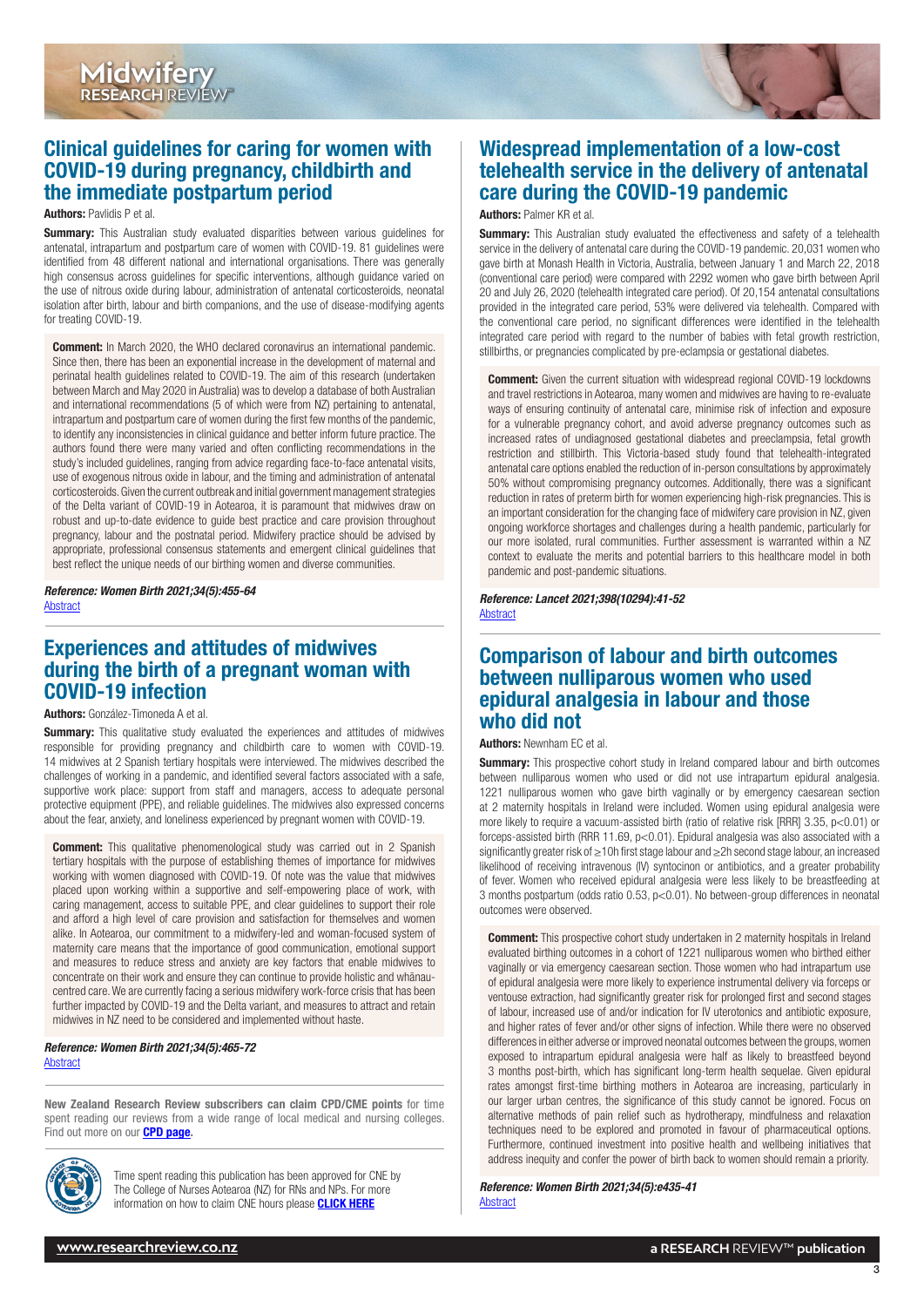## Clinical guidelines for caring for women with COVID-19 during pregnancy, childbirth and the immediate postpartum period

**Authors:** Pavlidis P et al.

**Summary:** This Australian study evaluated disparities between various guidelines for antenatal, intrapartum and postpartum care of women with COVID-19. 81 guidelines were identified from 48 different national and international organisations. There was generally high consensus across guidelines for specific interventions, although guidance varied on the use of nitrous oxide during labour, administration of antenatal corticosteroids, neonatal isolation after birth, labour and birth companions, and the use of disease-modifying agents for treating COVID-19.

**Comment:** In March 2020, the WHO declared coronavirus an international pandemic. Since then, there has been an exponential increase in the development of maternal and perinatal health guidelines related to COVID-19. The aim of this research (undertaken between March and May 2020 in Australia) was to develop a database of both Australian and international recommendations (5 of which were from NZ) pertaining to antenatal, intrapartum and postpartum care of women during the first few months of the pandemic, to identify any inconsistencies in clinical guidance and better inform future practice. The authors found there were many varied and often conflicting recommendations in the study's included guidelines, ranging from advice regarding face-to-face antenatal visits, use of exogenous nitrous oxide in labour, and the timing and administration of antenatal corticosteroids. Given the current outbreak and initial government management strategies of the Delta variant of COVID-19 in Aotearoa, it is paramount that midwives draw on robust and up-to-date evidence to guide best practice and care provision throughout pregnancy, labour and the postnatal period. Midwifery practice should be advised by appropriate, professional consensus statements and emergent clinical guidelines that best reflect the unique needs of our birthing women and diverse communities.

***Reference: Women Birth 2021;34(5):455-64***
Abstract

## Experiences and attitudes of midwives during the birth of a pregnant woman with COVID-19 infection

**Authors:** González-Timoneda A et al.

**Summary:** This qualitative study evaluated the experiences and attitudes of midwives responsible for providing pregnancy and childbirth care to women with COVID-19. 14 midwives at 2 Spanish tertiary hospitals were interviewed. The midwives described the challenges of working in a pandemic, and identified several factors associated with a safe, supportive work place: support from staff and managers, access to adequate personal protective equipment (PPE), and reliable guidelines. The midwives also expressed concerns about the fear, anxiety, and loneliness experienced by pregnant women with COVID-19.

**Comment:** This qualitative phenomenological study was carried out in 2 Spanish tertiary hospitals with the purpose of establishing themes of importance for midwives working with women diagnosed with COVID-19. Of note was the value that midwives placed upon working within a supportive and self-empowering place of work, with caring management, access to suitable PPE, and clear guidelines to support their role and afford a high level of care provision and satisfaction for themselves and women alike. In Aotearoa, our commitment to a midwifery-led and woman-focused system of maternity care means that the importance of good communication, emotional support and measures to reduce stress and anxiety are key factors that enable midwives to concentrate on their work and ensure they can continue to provide holistic and whānau-centred care. We are currently facing a serious midwifery work-force crisis that has been further impacted by COVID-19 and the Delta variant, and measures to attract and retain midwives in NZ need to be considered and implemented without haste.

***Reference: Women Birth 2021;34(5):465-72***
Abstract

**New Zealand Research Review subscribers can claim CPD/CME points** for time spent reading our reviews from a wide range of local medical and nursing colleges. Find out more on our **CPD page**.

Time spent reading this publication has been approved for CNE by The College of Nurses Aotearoa (NZ) for RNs and NPs. For more information on how to claim CNE hours please **CLICK HERE**

## Widespread implementation of a low-cost telehealth service in the delivery of antenatal care during the COVID-19 pandemic

**Authors:** Palmer KR et al.

**Summary:** This Australian study evaluated the effectiveness and safety of a telehealth service in the delivery of antenatal care during the COVID-19 pandemic. 20,031 women who gave birth at Monash Health in Victoria, Australia, between January 1 and March 22, 2018 (conventional care period) were compared with 2292 women who gave birth between April 20 and July 26, 2020 (telehealth integrated care period). Of 20,154 antenatal consultations provided in the integrated care period, 53% were delivered via telehealth. Compared with the conventional care period, no significant differences were identified in the telehealth integrated care period with regard to the number of babies with fetal growth restriction, stillbirths, or pregnancies complicated by pre-eclampsia or gestational diabetes.

**Comment:** Given the current situation with widespread regional COVID-19 lockdowns and travel restrictions in Aotearoa, many women and midwives are having to re-evaluate ways of ensuring continuity of antenatal care, minimise risk of infection and exposure for a vulnerable pregnancy cohort, and avoid adverse pregnancy outcomes such as increased rates of undiagnosed gestational diabetes and preeclampsia, fetal growth restriction and stillbirth. This Victoria-based study found that telehealth-integrated antenatal care options enabled the reduction of in-person consultations by approximately 50% without compromising pregnancy outcomes. Additionally, there was a significant reduction in rates of preterm birth for women experiencing high-risk pregnancies. This is an important consideration for the changing face of midwifery care provision in NZ, given ongoing workforce shortages and challenges during a health pandemic, particularly for our more isolated, rural communities. Further assessment is warranted within a NZ context to evaluate the merits and potential barriers to this healthcare model in both pandemic and post-pandemic situations.

***Reference: Lancet 2021;398(10294):41-52***
Abstract

## Comparison of labour and birth outcomes between nulliparous women who used epidural analgesia in labour and those who did not

**Authors:** Newnham EC et al.

**Summary:** This prospective cohort study in Ireland compared labour and birth outcomes between nulliparous women who used or did not use intrapartum epidural analgesia. 1221 nulliparous women who gave birth vaginally or by emergency caesarean section at 2 maternity hospitals in Ireland were included. Women using epidural analgesia were more likely to require a vacuum-assisted birth (ratio of relative risk [RRR] 3.35, $p<0.01$) or forceps-assisted birth (RRR 11.69, $p<0.01$). Epidural analgesia was also associated with a significantly greater risk of ≥10h first stage labour and ≥2h second stage labour, an increased likelihood of receiving intravenous (IV) syntocinon or antibiotics, and a greater probability of fever. Women who received epidural analgesia were less likely to be breastfeeding at 3 months postpartum (odds ratio 0.53, $p<0.01$). No between-group differences in neonatal outcomes were observed.

**Comment:** This prospective cohort study undertaken in 2 maternity hospitals in Ireland evaluated birthing outcomes in a cohort of 1221 nulliparous women who birthed either vaginally or via emergency caesarean section. Those women who had intrapartum use of epidural analgesia were more likely to experience instrumental delivery via forceps or ventouse extraction, had significantly greater risk for prolonged first and second stages of labour, increased use of and/or indication for IV uterotonics and antibiotic exposure, and higher rates of fever and/or other signs of infection. While there were no observed differences in either adverse or improved neonatal outcomes between the groups, women exposed to intrapartum epidural analgesia were half as likely to breastfeed beyond 3 months post-birth, which has significant long-term health sequelae. Given epidural rates amongst first-time birthing mothers in Aotearoa are increasing, particularly in our larger urban centres, the significance of this study cannot be ignored. Focus on alternative methods of pain relief such as hydrotherapy, mindfulness and relaxation techniques need to be explored and promoted in favour of pharmaceutical options. Furthermore, continued investment into positive health and wellbeing initiatives that address inequity and confer the power of birth back to women should remain a priority.

***Reference: Women Birth 2021;34(5):e435-41***
Abstract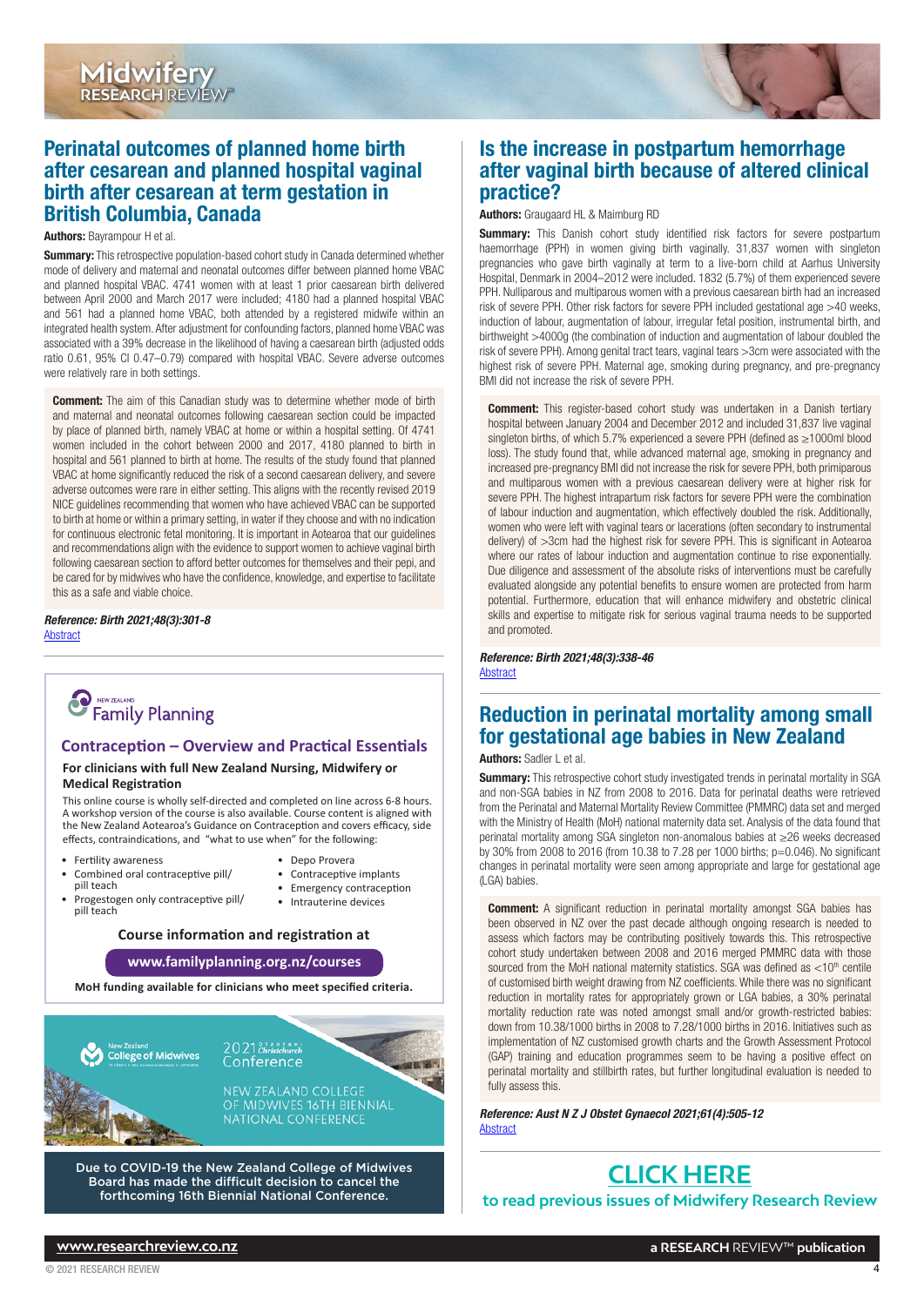## Perinatal outcomes of planned home birth after cesarean and planned hospital vaginal birth after cesarean at term gestation in British Columbia, Canada

**Authors:** Bayrampour H et al.

**Summary:** This retrospective population-based cohort study in Canada determined whether mode of delivery and maternal and neonatal outcomes differ between planned home VBAC and planned hospital VBAC. 4741 women with at least 1 prior caesarean birth delivered between April 2000 and March 2017 were included; 4180 had a planned hospital VBAC and 561 had a planned home VBAC, both attended by a registered midwife within an integrated health system. After adjustment for confounding factors, planned home VBAC was associated with a 39% decrease in the likelihood of having a caesarean birth (adjusted odds ratio 0.61, 95% CI 0.47–0.79) compared with hospital VBAC. Severe adverse outcomes were relatively rare in both settings.

**Comment:** The aim of this Canadian study was to determine whether mode of birth and maternal and neonatal outcomes following caesarean section could be impacted by place of planned birth, namely VBAC at home or within a hospital setting. Of 4741 women included in the cohort between 2000 and 2017, 4180 planned to birth in hospital and 561 planned to birth at home. The results of the study found that planned VBAC at home significantly reduced the risk of a second caesarean delivery, and severe adverse outcomes were rare in either setting. This aligns with the recently revised 2019 NICE guidelines recommending that women who have achieved VBAC can be supported to birth at home or within a primary setting, in water if they choose and with no indication for continuous electronic fetal monitoring. It is important in Aotearoa that our guidelines and recommendations align with the evidence to support women to achieve vaginal birth following caesarean section to afford better outcomes for themselves and their pepi, and be cared for by midwives who have the confidence, knowledge, and expertise to facilitate this as a safe and viable choice.

***Reference: Birth 2021;48(3):301-8***
Abstract

## Family Planning

### Contraception – Overview and Practical Essentials

**For clinicians with full New Zealand Nursing, Midwifery or Medical Registration**

This online course is wholly self-directed and completed on line across 6-8 hours. A workshop version of the course is also available. Course content is aligned with the New Zealand Aotearoa's Guidance on Contraception and covers efficacy, side effects, contraindications, and "what to use when" for the following:

- Fertility awareness
- Combined oral contraceptive pill/ pill teach
- Progestogen only contraceptive pill/ pill teach
- Depo Provera
- Contraceptive implants
- Emergency contraception
- Intrauterine devices

**Course information and registration at**

**www.familyplanning.org.nz/courses**

**MoH funding available for clinicians who meet specified criteria.**

New Zealand College of Midwives

2021 Christchurch Conference

NEW ZEALAND COLLEGE OF MIDWIVES 16TH BIENNIAL NATIONAL CONFERENCE

**Due to COVID-19 the New Zealand College of Midwives Board has made the difficult decision to cancel the forthcoming 16th Biennial National Conference.**

## Is the increase in postpartum hemorrhage after vaginal birth because of altered clinical practice?

**Authors:** Graugaard HL & Maimburg RD

**Summary:** This Danish cohort study identified risk factors for severe postpartum haemorrhage (PPH) in women giving birth vaginally. 31,837 women with singleton pregnancies who gave birth vaginally at term to a live-born child at Aarhus University Hospital, Denmark in 2004–2012 were included. 1832 (5.7%) of them experienced severe PPH. Nulliparous and multiparous women with a previous caesarean birth had an increased risk of severe PPH. Other risk factors for severe PPH included gestational age >40 weeks, induction of labour, augmentation of labour, irregular fetal position, instrumental birth, and birthweight >4000g (the combination of induction and augmentation of labour doubled the risk of severe PPH). Among genital tract tears, vaginal tears >3cm were associated with the highest risk of severe PPH. Maternal age, smoking during pregnancy, and pre-pregnancy BMI did not increase the risk of severe PPH.

**Comment:** This register-based cohort study was undertaken in a Danish tertiary hospital between January 2004 and December 2012 and included 31,837 live vaginal singleton births, of which 5.7% experienced a severe PPH (defined as ≥1000ml blood loss). The study found that, while advanced maternal age, smoking in pregnancy and increased pre-pregnancy BMI did not increase the risk for severe PPH, both primiparous and multiparous women with a previous caesarean delivery were at higher risk for severe PPH. The highest intrapartum risk factors for severe PPH were the combination of labour induction and augmentation, which effectively doubled the risk. Additionally, women who were left with vaginal tears or lacerations (often secondary to instrumental delivery) of >3cm had the highest risk for severe PPH. This is significant in Aotearoa where our rates of labour induction and augmentation continue to rise exponentially. Due diligence and assessment of the absolute risks of interventions must be carefully evaluated alongside any potential benefits to ensure women are protected from harm potential. Furthermore, education that will enhance midwifery and obstetric clinical skills and expertise to mitigate risk for serious vaginal trauma needs to be supported and promoted.

***Reference: Birth 2021;48(3):338-46***
Abstract

## Reduction in perinatal mortality among small for gestational age babies in New Zealand

**Authors:** Sadler L et al.

**Summary:** This retrospective cohort study investigated trends in perinatal mortality in SGA and non-SGA babies in NZ from 2008 to 2016. Data for perinatal deaths were retrieved from the Perinatal and Maternal Mortality Review Committee (PMMRC) data set and merged with the Ministry of Health (MoH) national maternity data set. Analysis of the data found that perinatal mortality among SGA singleton non-anomalous babies at ≥26 weeks decreased by 30% from 2008 to 2016 (from 10.38 to 7.28 per 1000 births; p=0.046). No significant changes in perinatal mortality were seen among appropriate and large for gestational age (LGA) babies.

**Comment:** A significant reduction in perinatal mortality amongst SGA babies has been observed in NZ over the past decade although ongoing research is needed to assess which factors may be contributing positively towards this. This retrospective cohort study undertaken between 2008 and 2016 merged PMMRC data with those sourced from the MoH national maternity statistics. SGA was defined as <10th centile of customised birth weight drawing from NZ coefficients. While there was no significant reduction in mortality rates for appropriately grown or LGA babies, a 30% perinatal mortality reduction rate was noted amongst small and/or growth-restricted babies: down from 10.38/1000 births in 2008 to 7.28/1000 births in 2016. Initiatives such as implementation of NZ customised growth charts and the Growth Assessment Protocol (GAP) training and education programmes seem to be having a positive effect on perinatal mortality and stillbirth rates, but further longitudinal evaluation is needed to fully assess this.

***Reference: Aust N Z J Obstet Gynaecol 2021;61(4):505-12***
Abstract

**CLICK HERE**
to read previous issues of Midwifery Research Review